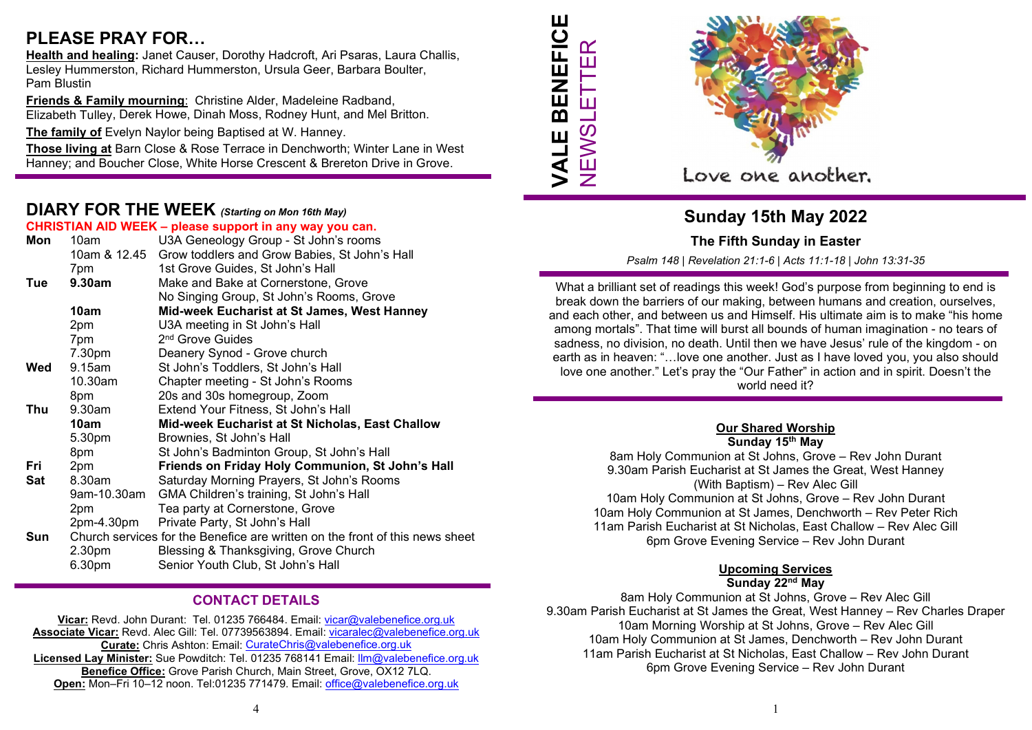## PLEASE PRAY FOR…

**Health and healing:** Janet Causer, Dorothy Hadcroft, Ari Psaras, Laura Challis, Lesley Hummerston, Richard Hummerston, Ursula Geer, Barbara Boulter, Pam Blustin

**Friends & Family mourning**: Christine Alder, Madeleine Radband, Elizabeth Tulley, Derek Howe, Dinah Moss, Rodney Hunt, and Mel Britton.

**The family of** Evelyn Naylor being Baptised at W. Hanney.

**Those living at** Barn Close & Rose Terrace in Denchworth; Winter Lane in West Hanney; and Boucher Close, White Horse Crescent & Brereton Drive in Grove.

## DIARY FOR THE WEEK *(Starting on Mon 16th May)*

**CHRISTIAN AID WEEK – please support in any way you can.**

| Day | Time | Event |
|---|---|---|
| **Mon** | 10am | U3A Geneology Group - St John's rooms |
| | 10am & 12.45 | Grow toddlers and Grow Babies, St John's Hall |
| | 7pm | 1st Grove Guides, St John's Hall |
| **Tue** | **9.30am** | Make and Bake at Cornerstone, Grove |
| | | No Singing Group, St John's Rooms, Grove |
| | **10am** | **Mid-week Eucharist at St James, West Hanney** |
| | 2pm | U3A meeting in St John's Hall |
| | 7pm | 2nd Grove Guides |
| | 7.30pm | Deanery Synod - Grove church |
| **Wed** | 9.15am | St John's Toddlers, St John's Hall |
| | 10.30am | Chapter meeting - St John's Rooms |
| | 8pm | 20s and 30s homegroup, Zoom |
| **Thu** | 9.30am | Extend Your Fitness, St John's Hall |
| | **10am** | **Mid-week Eucharist at St Nicholas, East Challow** |
| | 5.30pm | Brownies, St John's Hall |
| | 8pm | St John's Badminton Group, St John's Hall |
| **Fri** | 2pm | **Friends on Friday Holy Communion, St John's Hall** |
| **Sat** | 8.30am | Saturday Morning Prayers, St John's Rooms |
| | 9am-10.30am | GMA Children's training, St John's Hall |
| | 2pm | Tea party at Cornerstone, Grove |
| | 2pm-4.30pm | Private Party, St John's Hall |
| **Sun** | | Church services for the Benefice are written on the front of this news sheet |
| | 2.30pm | Blessing & Thanksgiving, Grove Church |
| | 6.30pm | Senior Youth Club, St John's Hall |

### CONTACT DETAILS

**Vicar:** Revd. John Durant: Tel. 01235 766484. Email: vicar@valebenefice.org.uk
**Associate Vicar:** Revd. Alec Gill: Tel. 07739563894. Email: vicaralec@valebenefice.org.uk
**Curate:** Chris Ashton: Email: CurateChris@valebenefice.org.uk
**Licensed Lay Minister:** Sue Powditch: Tel. 01235 768141 Email: llm@valebenefice.org.uk
**Benefice Office:** Grove Parish Church, Main Street, Grove, OX12 7LQ.
**Open:** Mon–Fri 10–12 noon. Tel:01235 771479. Email: office@valebenefice.org.uk

# VALE BENEFICE NEWSLETTER

Love one another.

## Sunday 15th May 2022

### The Fifth Sunday in Easter

*Psalm 148 | Revelation 21:1-6 | Acts 11:1-18 | John 13:31-35*

What a brilliant set of readings this week! God's purpose from beginning to end is break down the barriers of our making, between humans and creation, ourselves, and each other, and between us and Himself. His ultimate aim is to make "his home among mortals". That time will burst all bounds of human imagination - no tears of sadness, no division, no death. Until then we have Jesus' rule of the kingdom - on earth as in heaven: "…love one another. Just as I have loved you, you also should love one another." Let's pray the "Our Father" in action and in spirit. Doesn't the world need it?

### Our Shared Worship

**Sunday 15th May**

8am Holy Communion at St Johns, Grove – Rev John Durant
9.30am Parish Eucharist at St James the Great, West Hanney (With Baptism) – Rev Alec Gill
10am Holy Communion at St Johns, Grove – Rev John Durant
10am Holy Communion at St James, Denchworth – Rev Peter Rich
11am Parish Eucharist at St Nicholas, East Challow – Rev Alec Gill
6pm Grove Evening Service – Rev John Durant

### Upcoming Services

**Sunday 22nd May**

8am Holy Communion at St Johns, Grove – Rev Alec Gill
9.30am Parish Eucharist at St James the Great, West Hanney – Rev Charles Draper
10am Morning Worship at St Johns, Grove – Rev Alec Gill
10am Holy Communion at St James, Denchworth – Rev John Durant
11am Parish Eucharist at St Nicholas, East Challow – Rev John Durant
6pm Grove Evening Service – Rev John Durant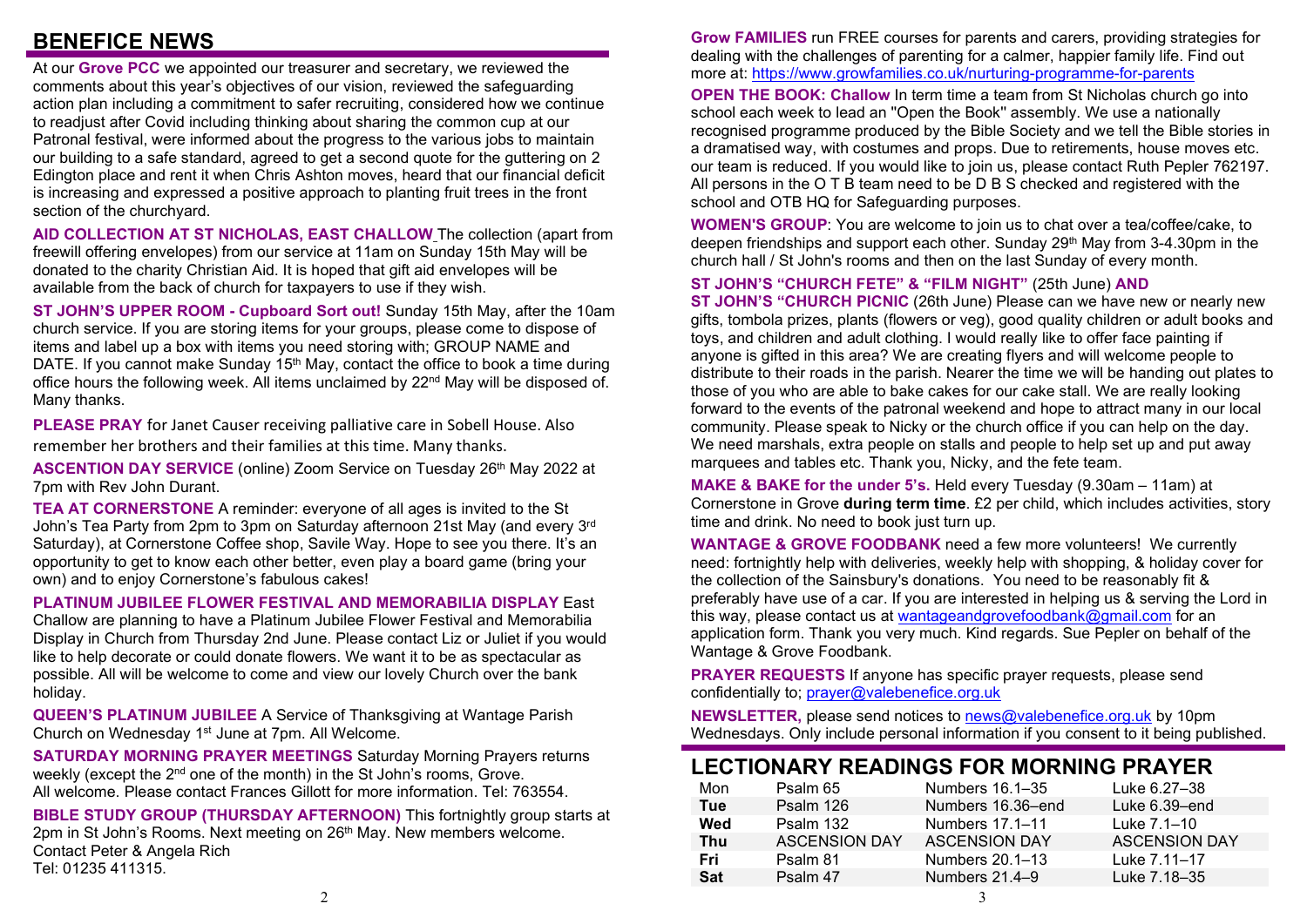## BENEFICE NEWS

At our **Grove PCC** we appointed our treasurer and secretary, we reviewed the comments about this year's objectives of our vision, reviewed the safeguarding action plan including a commitment to safer recruiting, considered how we continue to readjust after Covid including thinking about sharing the common cup at our Patronal festival, were informed about the progress to the various jobs to maintain our building to a safe standard, agreed to get a second quote for the guttering on 2 Edington place and rent it when Chris Ashton moves, heard that our financial deficit is increasing and expressed a positive approach to planting fruit trees in the front section of the churchyard.

**AID COLLECTION AT ST NICHOLAS, EAST CHALLOW** The collection (apart from freewill offering envelopes) from our service at 11am on Sunday 15th May will be donated to the charity Christian Aid. It is hoped that gift aid envelopes will be available from the back of church for taxpayers to use if they wish.

**ST JOHN'S UPPER ROOM - Cupboard Sort out!** Sunday 15th May, after the 10am church service. If you are storing items for your groups, please come to dispose of items and label up a box with items you need storing with; GROUP NAME and DATE. If you cannot make Sunday 15th May, contact the office to book a time during office hours the following week. All items unclaimed by 22nd May will be disposed of. Many thanks.

**PLEASE PRAY** for Janet Causer receiving palliative care in Sobell House. Also remember her brothers and their families at this time. Many thanks.

**ASCENTION DAY SERVICE** (online) Zoom Service on Tuesday 26th May 2022 at 7pm with Rev John Durant.

**TEA AT CORNERSTONE** A reminder: everyone of all ages is invited to the St John's Tea Party from 2pm to 3pm on Saturday afternoon 21st May (and every 3rd Saturday), at Cornerstone Coffee shop, Savile Way. Hope to see you there. It's an opportunity to get to know each other better, even play a board game (bring your own) and to enjoy Cornerstone's fabulous cakes!

**PLATINUM JUBILEE FLOWER FESTIVAL AND MEMORABILIA DISPLAY** East Challow are planning to have a Platinum Jubilee Flower Festival and Memorabilia Display in Church from Thursday 2nd June. Please contact Liz or Juliet if you would like to help decorate or could donate flowers. We want it to be as spectacular as possible. All will be welcome to come and view our lovely Church over the bank holiday.

**QUEEN'S PLATINUM JUBILEE** A Service of Thanksgiving at Wantage Parish Church on Wednesday 1st June at 7pm. All Welcome.

**SATURDAY MORNING PRAYER MEETINGS** Saturday Morning Prayers returns weekly (except the 2nd one of the month) in the St John's rooms, Grove. All welcome. Please contact Frances Gillott for more information. Tel: 763554.

**BIBLE STUDY GROUP (THURSDAY AFTERNOON)** This fortnightly group starts at 2pm in St John's Rooms. Next meeting on 26th May. New members welcome. Contact Peter & Angela Rich
Tel: 01235 411315.

**Grow FAMILIES** run FREE courses for parents and carers, providing strategies for dealing with the challenges of parenting for a calmer, happier family life. Find out more at: https://www.growfamilies.co.uk/nurturing-programme-for-parents

**OPEN THE BOOK: Challow** In term time a team from St Nicholas church go into school each week to lead an "Open the Book" assembly. We use a nationally recognised programme produced by the Bible Society and we tell the Bible stories in a dramatised way, with costumes and props. Due to retirements, house moves etc. our team is reduced. If you would like to join us, please contact Ruth Pepler 762197. All persons in the O T B team need to be D B S checked and registered with the school and OTB HQ for Safeguarding purposes.

**WOMEN'S GROUP**: You are welcome to join us to chat over a tea/coffee/cake, to deepen friendships and support each other. Sunday 29th May from 3-4.30pm in the church hall / St John's rooms and then on the last Sunday of every month.

**ST JOHN'S "CHURCH FETE" & "FILM NIGHT"** (25th June) **AND ST JOHN'S "CHURCH PICNIC"** (26th June) Please can we have new or nearly new gifts, tombola prizes, plants (flowers or veg), good quality children or adult books and toys, and children and adult clothing. I would really like to offer face painting if anyone is gifted in this area? We are creating flyers and will welcome people to distribute to their roads in the parish. Nearer the time we will be handing out plates to those of you who are able to bake cakes for our cake stall. We are really looking forward to the events of the patronal weekend and hope to attract many in our local community. Please speak to Nicky or the church office if you can help on the day. We need marshals, extra people on stalls and people to help set up and put away marquees and tables etc. Thank you, Nicky, and the fete team.

**MAKE & BAKE for the under 5's.** Held every Tuesday (9.30am – 11am) at Cornerstone in Grove **during term time**. £2 per child, which includes activities, story time and drink. No need to book just turn up.

**WANTAGE & GROVE FOODBANK** need a few more volunteers! We currently need: fortnightly help with deliveries, weekly help with shopping, & holiday cover for the collection of the Sainsbury's donations. You need to be reasonably fit & preferably have use of a car. If you are interested in helping us & serving the Lord in this way, please contact us at wantageandgrovefoodbank@gmail.com for an application form. Thank you very much. Kind regards. Sue Pepler on behalf of the Wantage & Grove Foodbank.

**PRAYER REQUESTS** If anyone has specific prayer requests, please send confidentially to; prayer@valebenefice.org.uk

**NEWSLETTER,** please send notices to news@valebenefice.org.uk by 10pm Wednesdays. Only include personal information if you consent to it being published.

## LECTIONARY READINGS FOR MORNING PRAYER

| | | | |
|---|---|---|---|
| Mon | Psalm 65 | Numbers 16.1–35 | Luke 6.27–38 |
| **Tue** | Psalm 126 | Numbers 16.36–end | Luke 6.39–end |
| **Wed** | Psalm 132 | Numbers 17.1–11 | Luke 7.1–10 |
| **Thu** | ASCENSION DAY | ASCENSION DAY | ASCENSION DAY |
| **Fri** | Psalm 81 | Numbers 20.1–13 | Luke 7.11–17 |
| **Sat** | Psalm 47 | Numbers 21.4–9 | Luke 7.18–35 |